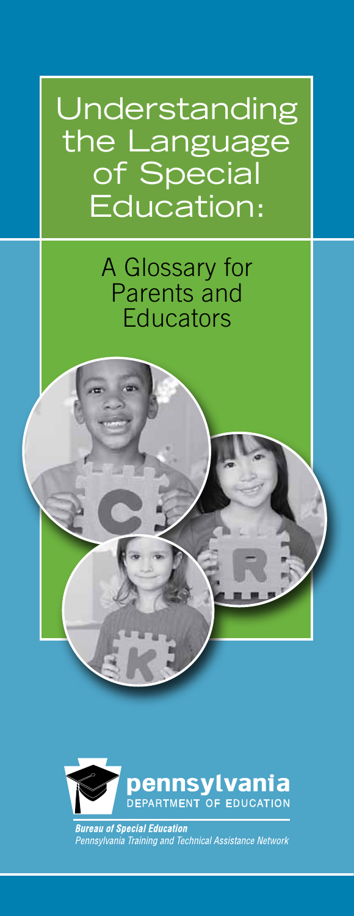# Understanding the Language of Special Education:

## A Glossary for Parents and Educators

pennsylvania
DEPARTMENT OF EDUCATION

***Bureau of Special Education***
*Pennsylvania Training and Technical Assistance Network*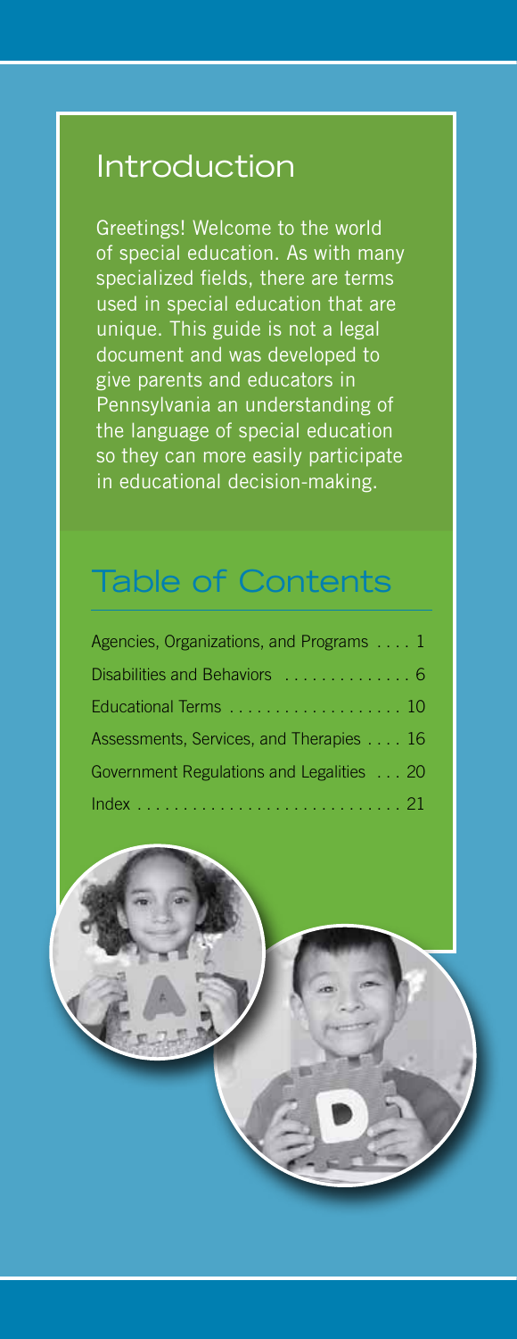## Introduction

Greetings! Welcome to the world of special education. As with many specialized fields, there are terms used in special education that are unique. This guide is not a legal document and was developed to give parents and educators in Pennsylvania an understanding of the language of special education so they can more easily participate in educational decision-making.

## Table of Contents

| Section | Page |
| --- | --- |
| Agencies, Organizations, and Programs | 1 |
| Disabilities and Behaviors | 6 |
| Educational Terms | 10 |
| Assessments, Services, and Therapies | 16 |
| Government Regulations and Legalities | 20 |
| Index | 21 |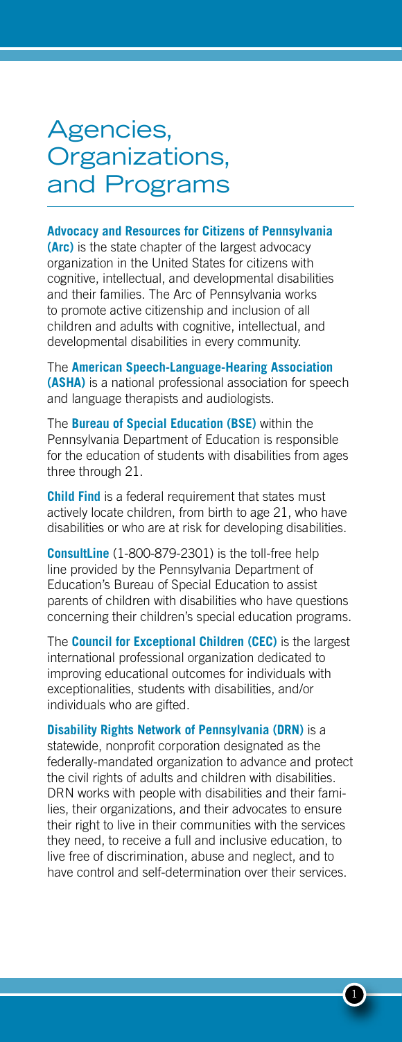# Agencies, Organizations, and Programs

**Advocacy and Resources for Citizens of Pennsylvania (Arc)** is the state chapter of the largest advocacy organization in the United States for citizens with cognitive, intellectual, and developmental disabilities and their families. The Arc of Pennsylvania works to promote active citizenship and inclusion of all children and adults with cognitive, intellectual, and developmental disabilities in every community.

The **American Speech-Language-Hearing Association (ASHA)** is a national professional association for speech and language therapists and audiologists.

The **Bureau of Special Education (BSE)** within the Pennsylvania Department of Education is responsible for the education of students with disabilities from ages three through 21.

**Child Find** is a federal requirement that states must actively locate children, from birth to age 21, who have disabilities or who are at risk for developing disabilities.

**ConsultLine** (1-800-879-2301) is the toll-free help line provided by the Pennsylvania Department of Education's Bureau of Special Education to assist parents of children with disabilities who have questions concerning their children's special education programs.

The **Council for Exceptional Children (CEC)** is the largest international professional organization dedicated to improving educational outcomes for individuals with exceptionalities, students with disabilities, and/or individuals who are gifted.

**Disability Rights Network of Pennsylvania (DRN)** is a statewide, nonprofit corporation designated as the federally-mandated organization to advance and protect the civil rights of adults and children with disabilities. DRN works with people with disabilities and their families, their organizations, and their advocates to ensure their right to live in their communities with the services they need, to receive a full and inclusive education, to live free of discrimination, abuse and neglect, and to have control and self-determination over their services.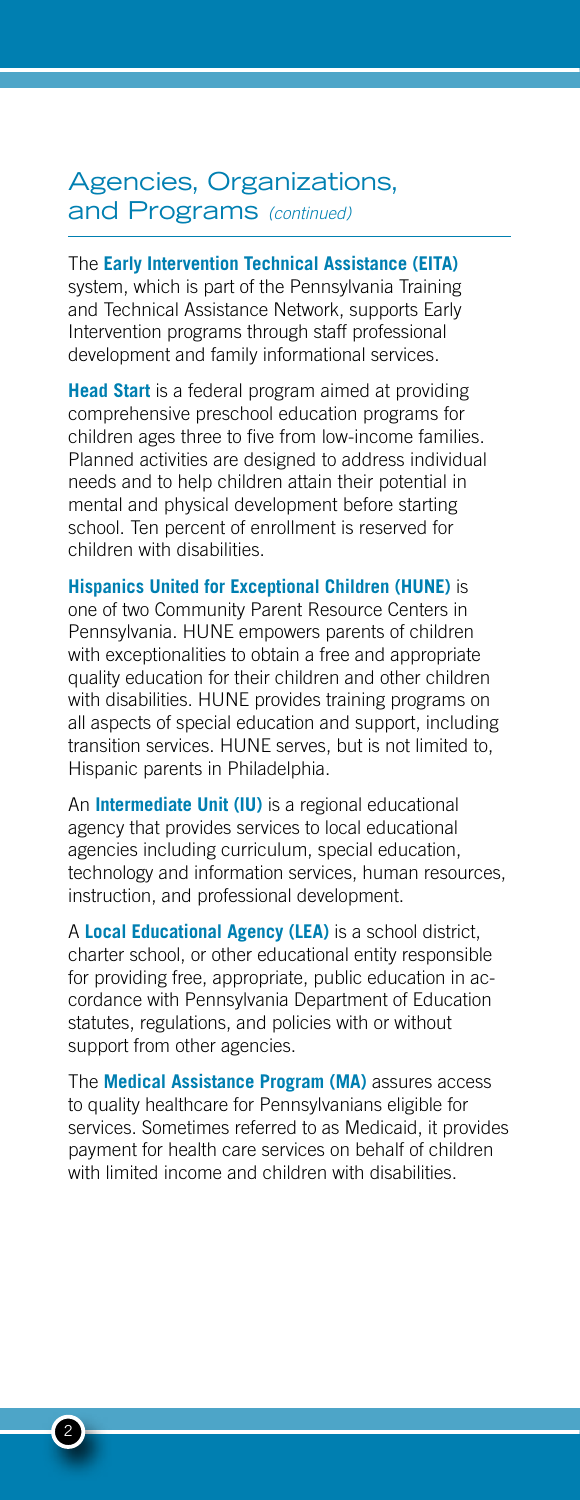## Agencies, Organizations, and Programs *(continued)*

The **Early Intervention Technical Assistance (EITA)** system, which is part of the Pennsylvania Training and Technical Assistance Network, supports Early Intervention programs through staff professional development and family informational services.

**Head Start** is a federal program aimed at providing comprehensive preschool education programs for children ages three to five from low-income families. Planned activities are designed to address individual needs and to help children attain their potential in mental and physical development before starting school. Ten percent of enrollment is reserved for children with disabilities.

**Hispanics United for Exceptional Children (HUNE)** is one of two Community Parent Resource Centers in Pennsylvania. HUNE empowers parents of children with exceptionalities to obtain a free and appropriate quality education for their children and other children with disabilities. HUNE provides training programs on all aspects of special education and support, including transition services. HUNE serves, but is not limited to, Hispanic parents in Philadelphia.

An **Intermediate Unit (IU)** is a regional educational agency that provides services to local educational agencies including curriculum, special education, technology and information services, human resources, instruction, and professional development.

A **Local Educational Agency (LEA)** is a school district, charter school, or other educational entity responsible for providing free, appropriate, public education in accordance with Pennsylvania Department of Education statutes, regulations, and policies with or without support from other agencies.

The **Medical Assistance Program (MA)** assures access to quality healthcare for Pennsylvanians eligible for services. Sometimes referred to as Medicaid, it provides payment for health care services on behalf of children with limited income and children with disabilities.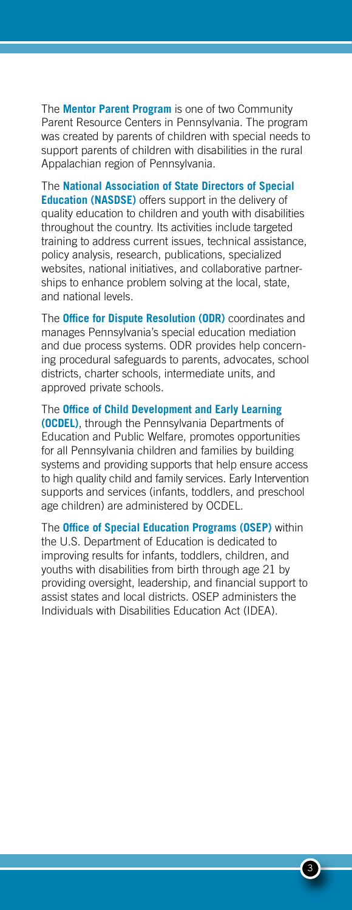The **Mentor Parent Program** is one of two Community Parent Resource Centers in Pennsylvania. The program was created by parents of children with special needs to support parents of children with disabilities in the rural Appalachian region of Pennsylvania.

The **National Association of State Directors of Special Education (NASDSE)** offers support in the delivery of quality education to children and youth with disabilities throughout the country. Its activities include targeted training to address current issues, technical assistance, policy analysis, research, publications, specialized websites, national initiatives, and collaborative partnerships to enhance problem solving at the local, state, and national levels.

The **Office for Dispute Resolution (ODR)** coordinates and manages Pennsylvania's special education mediation and due process systems. ODR provides help concerning procedural safeguards to parents, advocates, school districts, charter schools, intermediate units, and approved private schools.

The **Office of Child Development and Early Learning (OCDEL)**, through the Pennsylvania Departments of Education and Public Welfare, promotes opportunities for all Pennsylvania children and families by building systems and providing supports that help ensure access to high quality child and family services. Early Intervention supports and services (infants, toddlers, and preschool age children) are administered by OCDEL.

The **Office of Special Education Programs (OSEP)** within the U.S. Department of Education is dedicated to improving results for infants, toddlers, children, and youths with disabilities from birth through age 21 by providing oversight, leadership, and financial support to assist states and local districts. OSEP administers the Individuals with Disabilities Education Act (IDEA).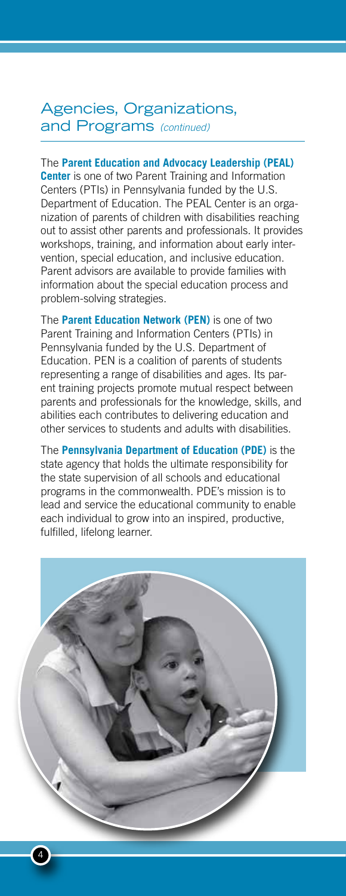## Agencies, Organizations, and Programs *(continued)*

The **Parent Education and Advocacy Leadership (PEAL) Center** is one of two Parent Training and Information Centers (PTIs) in Pennsylvania funded by the U.S. Department of Education. The PEAL Center is an organization of parents of children with disabilities reaching out to assist other parents and professionals. It provides workshops, training, and information about early intervention, special education, and inclusive education. Parent advisors are available to provide families with information about the special education process and problem-solving strategies.

The **Parent Education Network (PEN)** is one of two Parent Training and Information Centers (PTIs) in Pennsylvania funded by the U.S. Department of Education. PEN is a coalition of parents of students representing a range of disabilities and ages. Its parent training projects promote mutual respect between parents and professionals for the knowledge, skills, and abilities each contributes to delivering education and other services to students and adults with disabilities.

The **Pennsylvania Department of Education (PDE)** is the state agency that holds the ultimate responsibility for the state supervision of all schools and educational programs in the commonwealth. PDE's mission is to lead and service the educational community to enable each individual to grow into an inspired, productive, fulfilled, lifelong learner.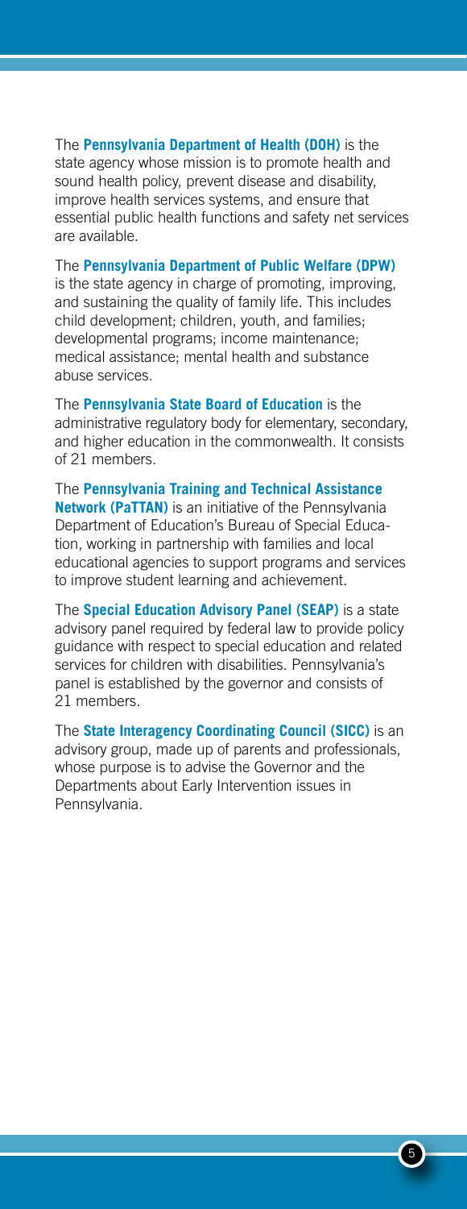The **Pennsylvania Department of Health (DOH)** is the state agency whose mission is to promote health and sound health policy, prevent disease and disability, improve health services systems, and ensure that essential public health functions and safety net services are available.

The **Pennsylvania Department of Public Welfare (DPW)** is the state agency in charge of promoting, improving, and sustaining the quality of family life. This includes child development; children, youth, and families; developmental programs; income maintenance; medical assistance; mental health and substance abuse services.

The **Pennsylvania State Board of Education** is the administrative regulatory body for elementary, secondary, and higher education in the commonwealth. It consists of 21 members.

The **Pennsylvania Training and Technical Assistance Network (PaTTAN)** is an initiative of the Pennsylvania Department of Education's Bureau of Special Education, working in partnership with families and local educational agencies to support programs and services to improve student learning and achievement.

The **Special Education Advisory Panel (SEAP)** is a state advisory panel required by federal law to provide policy guidance with respect to special education and related services for children with disabilities. Pennsylvania's panel is established by the governor and consists of 21 members.

The **State Interagency Coordinating Council (SICC)** is an advisory group, made up of parents and professionals, whose purpose is to advise the Governor and the Departments about Early Intervention issues in Pennsylvania.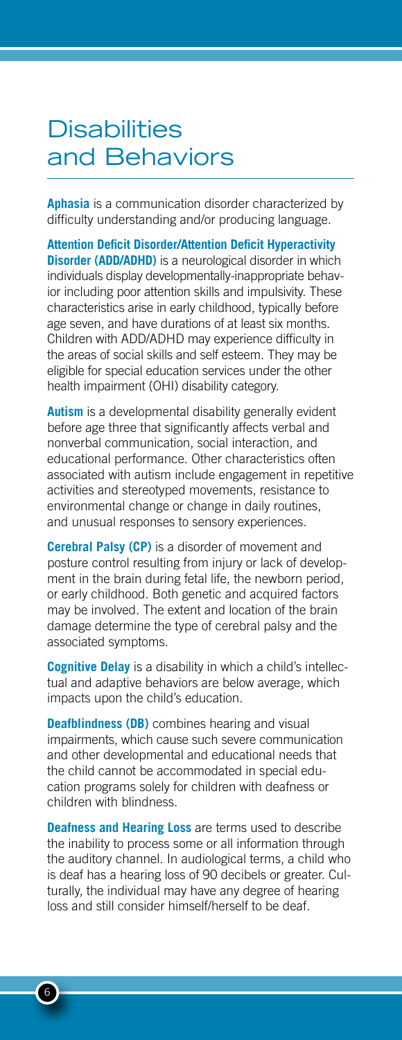# Disabilities and Behaviors

**Aphasia** is a communication disorder characterized by difficulty understanding and/or producing language.

**Attention Deficit Disorder/Attention Deficit Hyperactivity Disorder (ADD/ADHD)** is a neurological disorder in which individuals display developmentally-inappropriate behavior including poor attention skills and impulsivity. These characteristics arise in early childhood, typically before age seven, and have durations of at least six months. Children with ADD/ADHD may experience difficulty in the areas of social skills and self esteem. They may be eligible for special education services under the other health impairment (OHI) disability category.

**Autism** is a developmental disability generally evident before age three that significantly affects verbal and nonverbal communication, social interaction, and educational performance. Other characteristics often associated with autism include engagement in repetitive activities and stereotyped movements, resistance to environmental change or change in daily routines, and unusual responses to sensory experiences.

**Cerebral Palsy (CP)** is a disorder of movement and posture control resulting from injury or lack of development in the brain during fetal life, the newborn period, or early childhood. Both genetic and acquired factors may be involved. The extent and location of the brain damage determine the type of cerebral palsy and the associated symptoms.

**Cognitive Delay** is a disability in which a child's intellectual and adaptive behaviors are below average, which impacts upon the child's education.

**Deafblindness (DB)** combines hearing and visual impairments, which cause such severe communication and other developmental and educational needs that the child cannot be accommodated in special education programs solely for children with deafness or children with blindness.

**Deafness and Hearing Loss** are terms used to describe the inability to process some or all information through the auditory channel. In audiological terms, a child who is deaf has a hearing loss of 90 decibels or greater. Culturally, the individual may have any degree of hearing loss and still consider himself/herself to be deaf.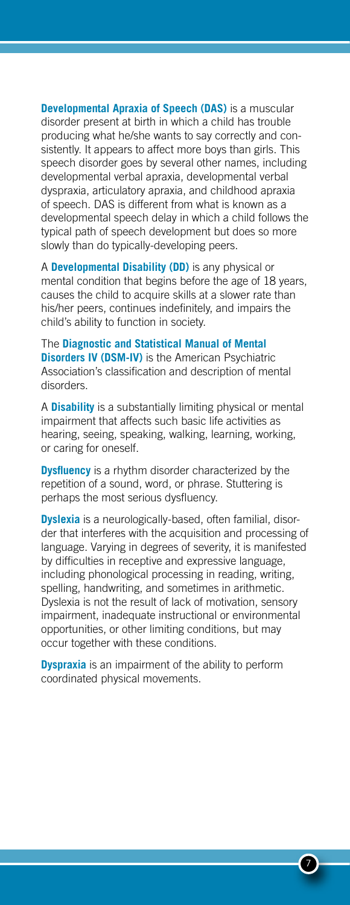**Developmental Apraxia of Speech (DAS)** is a muscular disorder present at birth in which a child has trouble producing what he/she wants to say correctly and consistently. It appears to affect more boys than girls. This speech disorder goes by several other names, including developmental verbal apraxia, developmental verbal dyspraxia, articulatory apraxia, and childhood apraxia of speech. DAS is different from what is known as a developmental speech delay in which a child follows the typical path of speech development but does so more slowly than do typically-developing peers.

A **Developmental Disability (DD)** is any physical or mental condition that begins before the age of 18 years, causes the child to acquire skills at a slower rate than his/her peers, continues indefinitely, and impairs the child's ability to function in society.

The **Diagnostic and Statistical Manual of Mental Disorders IV (DSM-IV)** is the American Psychiatric Association's classification and description of mental disorders.

A **Disability** is a substantially limiting physical or mental impairment that affects such basic life activities as hearing, seeing, speaking, walking, learning, working, or caring for oneself.

**Dysfluency** is a rhythm disorder characterized by the repetition of a sound, word, or phrase. Stuttering is perhaps the most serious dysfluency.

**Dyslexia** is a neurologically-based, often familial, disorder that interferes with the acquisition and processing of language. Varying in degrees of severity, it is manifested by difficulties in receptive and expressive language, including phonological processing in reading, writing, spelling, handwriting, and sometimes in arithmetic. Dyslexia is not the result of lack of motivation, sensory impairment, inadequate instructional or environmental opportunities, or other limiting conditions, but may occur together with these conditions.

**Dyspraxia** is an impairment of the ability to perform coordinated physical movements.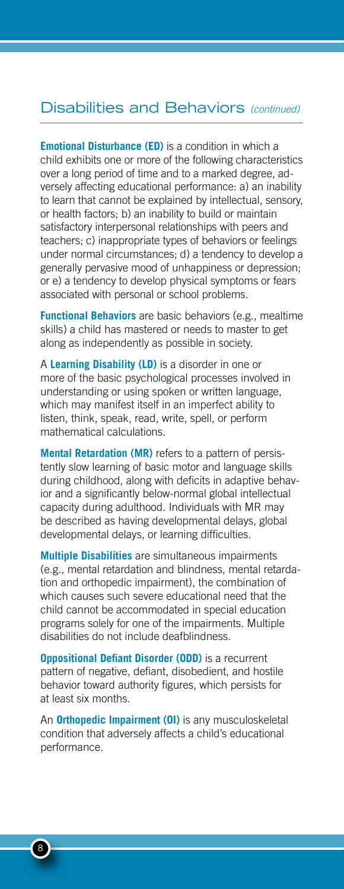## Disabilities and Behaviors *(continued)*

**Emotional Disturbance (ED)** is a condition in which a child exhibits one or more of the following characteristics over a long period of time and to a marked degree, adversely affecting educational performance: a) an inability to learn that cannot be explained by intellectual, sensory, or health factors; b) an inability to build or maintain satisfactory interpersonal relationships with peers and teachers; c) inappropriate types of behaviors or feelings under normal circumstances; d) a tendency to develop a generally pervasive mood of unhappiness or depression; or e) a tendency to develop physical symptoms or fears associated with personal or school problems.

**Functional Behaviors** are basic behaviors (e.g., mealtime skills) a child has mastered or needs to master to get along as independently as possible in society.

A **Learning Disability (LD)** is a disorder in one or more of the basic psychological processes involved in understanding or using spoken or written language, which may manifest itself in an imperfect ability to listen, think, speak, read, write, spell, or perform mathematical calculations.

**Mental Retardation (MR)** refers to a pattern of persistently slow learning of basic motor and language skills during childhood, along with deficits in adaptive behavior and a significantly below-normal global intellectual capacity during adulthood. Individuals with MR may be described as having developmental delays, global developmental delays, or learning difficulties.

**Multiple Disabilities** are simultaneous impairments (e.g., mental retardation and blindness, mental retardation and orthopedic impairment), the combination of which causes such severe educational need that the child cannot be accommodated in special education programs solely for one of the impairments. Multiple disabilities do not include deafblindness.

**Oppositional Defiant Disorder (ODD)** is a recurrent pattern of negative, defiant, disobedient, and hostile behavior toward authority figures, which persists for at least six months.

An **Orthopedic Impairment (OI)** is any musculoskeletal condition that adversely affects a child's educational performance.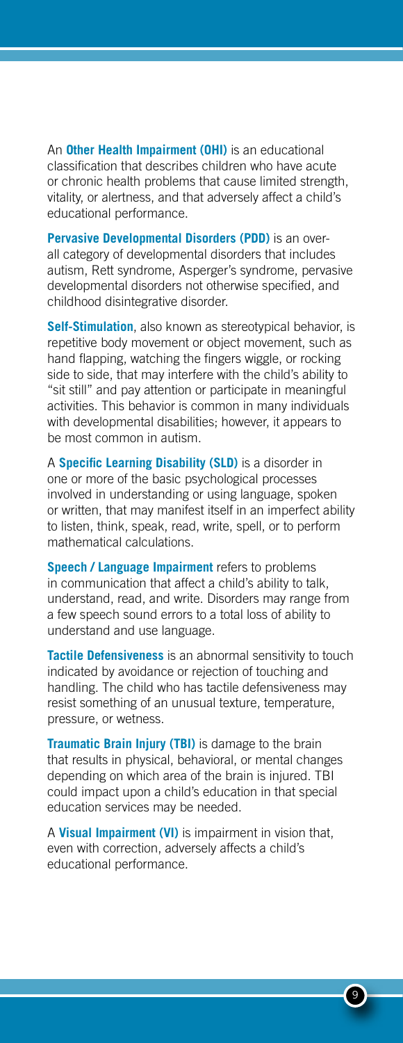An **Other Health Impairment (OHI)** is an educational classification that describes children who have acute or chronic health problems that cause limited strength, vitality, or alertness, and that adversely affect a child's educational performance.

**Pervasive Developmental Disorders (PDD)** is an overall category of developmental disorders that includes autism, Rett syndrome, Asperger's syndrome, pervasive developmental disorders not otherwise specified, and childhood disintegrative disorder.

**Self-Stimulation**, also known as stereotypical behavior, is repetitive body movement or object movement, such as hand flapping, watching the fingers wiggle, or rocking side to side, that may interfere with the child's ability to "sit still" and pay attention or participate in meaningful activities. This behavior is common in many individuals with developmental disabilities; however, it appears to be most common in autism.

A **Specific Learning Disability (SLD)** is a disorder in one or more of the basic psychological processes involved in understanding or using language, spoken or written, that may manifest itself in an imperfect ability to listen, think, speak, read, write, spell, or to perform mathematical calculations.

**Speech / Language Impairment** refers to problems in communication that affect a child's ability to talk, understand, read, and write. Disorders may range from a few speech sound errors to a total loss of ability to understand and use language.

**Tactile Defensiveness** is an abnormal sensitivity to touch indicated by avoidance or rejection of touching and handling. The child who has tactile defensiveness may resist something of an unusual texture, temperature, pressure, or wetness.

**Traumatic Brain Injury (TBI)** is damage to the brain that results in physical, behavioral, or mental changes depending on which area of the brain is injured. TBI could impact upon a child's education in that special education services may be needed.

A **Visual Impairment (VI)** is impairment in vision that, even with correction, adversely affects a child's educational performance.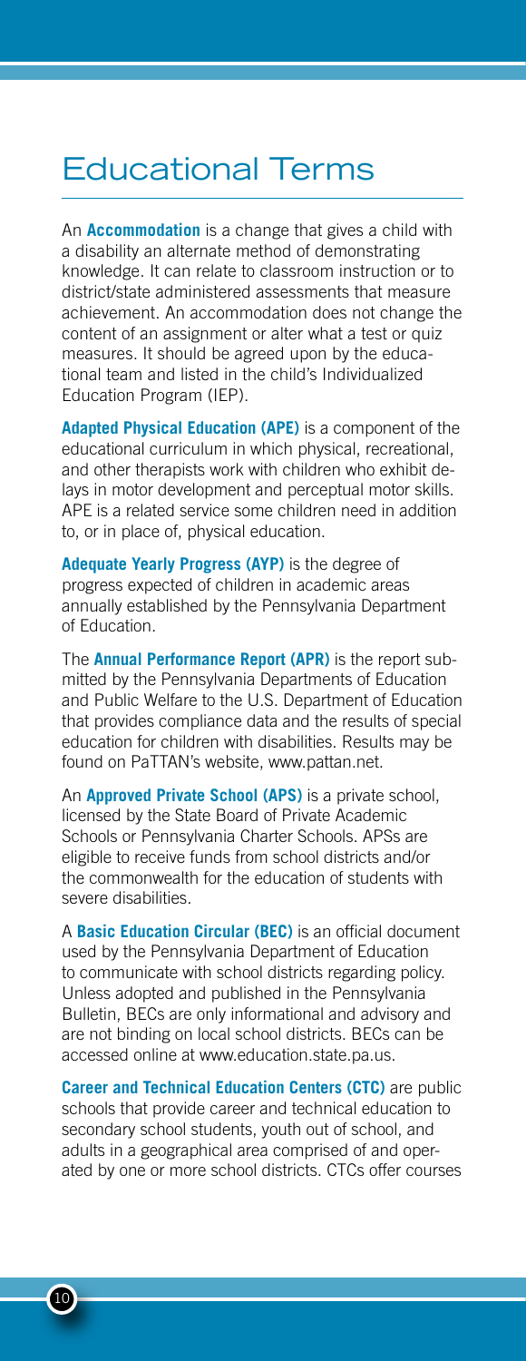# Educational Terms

An **Accommodation** is a change that gives a child with a disability an alternate method of demonstrating knowledge. It can relate to classroom instruction or to district/state administered assessments that measure achievement. An accommodation does not change the content of an assignment or alter what a test or quiz measures. It should be agreed upon by the educational team and listed in the child's Individualized Education Program (IEP).

**Adapted Physical Education (APE)** is a component of the educational curriculum in which physical, recreational, and other therapists work with children who exhibit delays in motor development and perceptual motor skills. APE is a related service some children need in addition to, or in place of, physical education.

**Adequate Yearly Progress (AYP)** is the degree of progress expected of children in academic areas annually established by the Pennsylvania Department of Education.

The **Annual Performance Report (APR)** is the report submitted by the Pennsylvania Departments of Education and Public Welfare to the U.S. Department of Education that provides compliance data and the results of special education for children with disabilities. Results may be found on PaTTAN's website, www.pattan.net.

An **Approved Private School (APS)** is a private school, licensed by the State Board of Private Academic Schools or Pennsylvania Charter Schools. APSs are eligible to receive funds from school districts and/or the commonwealth for the education of students with severe disabilities.

A **Basic Education Circular (BEC)** is an official document used by the Pennsylvania Department of Education to communicate with school districts regarding policy. Unless adopted and published in the Pennsylvania Bulletin, BECs are only informational and advisory and are not binding on local school districts. BECs can be accessed online at www.education.state.pa.us.

**Career and Technical Education Centers (CTC)** are public schools that provide career and technical education to secondary school students, youth out of school, and adults in a geographical area comprised of and operated by one or more school districts. CTCs offer courses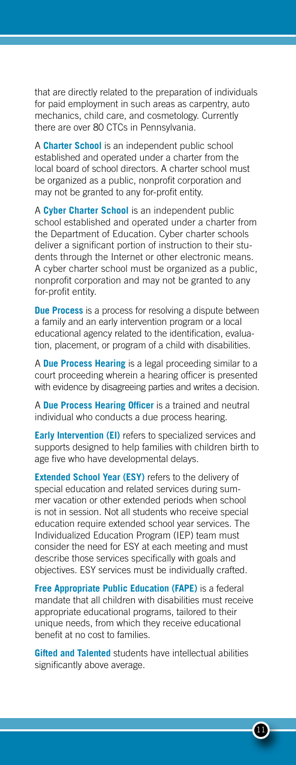that are directly related to the preparation of individuals for paid employment in such areas as carpentry, auto mechanics, child care, and cosmetology. Currently there are over 80 CTCs in Pennsylvania.

A **Charter School** is an independent public school established and operated under a charter from the local board of school directors. A charter school must be organized as a public, nonprofit corporation and may not be granted to any for-profit entity.

A **Cyber Charter School** is an independent public school established and operated under a charter from the Department of Education. Cyber charter schools deliver a significant portion of instruction to their students through the Internet or other electronic means. A cyber charter school must be organized as a public, nonprofit corporation and may not be granted to any for-profit entity.

**Due Process** is a process for resolving a dispute between a family and an early intervention program or a local educational agency related to the identification, evaluation, placement, or program of a child with disabilities.

A **Due Process Hearing** is a legal proceeding similar to a court proceeding wherein a hearing officer is presented with evidence by disagreeing parties and writes a decision.

A **Due Process Hearing Officer** is a trained and neutral individual who conducts a due process hearing.

**Early Intervention (EI)** refers to specialized services and supports designed to help families with children birth to age five who have developmental delays.

**Extended School Year (ESY)** refers to the delivery of special education and related services during summer vacation or other extended periods when school is not in session. Not all students who receive special education require extended school year services. The Individualized Education Program (IEP) team must consider the need for ESY at each meeting and must describe those services specifically with goals and objectives. ESY services must be individually crafted.

**Free Appropriate Public Education (FAPE)** is a federal mandate that all children with disabilities must receive appropriate educational programs, tailored to their unique needs, from which they receive educational benefit at no cost to families.

**Gifted and Talented** students have intellectual abilities significantly above average.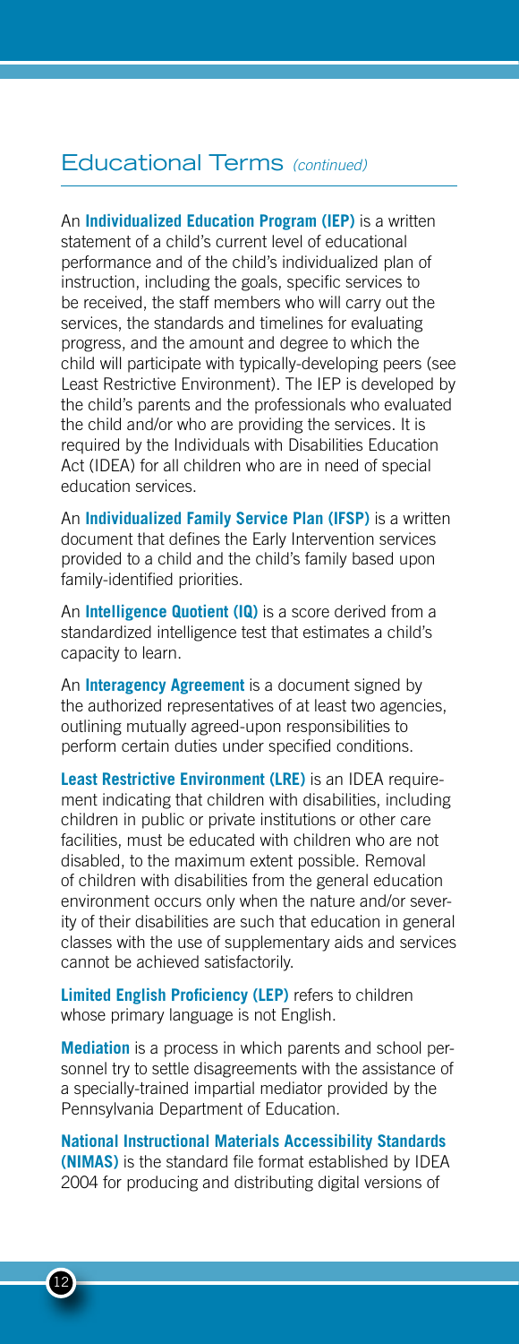## Educational Terms *(continued)*

An **Individualized Education Program (IEP)** is a written statement of a child's current level of educational performance and of the child's individualized plan of instruction, including the goals, specific services to be received, the staff members who will carry out the services, the standards and timelines for evaluating progress, and the amount and degree to which the child will participate with typically-developing peers (see Least Restrictive Environment). The IEP is developed by the child's parents and the professionals who evaluated the child and/or who are providing the services. It is required by the Individuals with Disabilities Education Act (IDEA) for all children who are in need of special education services.

An **Individualized Family Service Plan (IFSP)** is a written document that defines the Early Intervention services provided to a child and the child's family based upon family-identified priorities.

An **Intelligence Quotient (IQ)** is a score derived from a standardized intelligence test that estimates a child's capacity to learn.

An **Interagency Agreement** is a document signed by the authorized representatives of at least two agencies, outlining mutually agreed-upon responsibilities to perform certain duties under specified conditions.

**Least Restrictive Environment (LRE)** is an IDEA requirement indicating that children with disabilities, including children in public or private institutions or other care facilities, must be educated with children who are not disabled, to the maximum extent possible. Removal of children with disabilities from the general education environment occurs only when the nature and/or severity of their disabilities are such that education in general classes with the use of supplementary aids and services cannot be achieved satisfactorily.

**Limited English Proficiency (LEP)** refers to children whose primary language is not English.

**Mediation** is a process in which parents and school personnel try to settle disagreements with the assistance of a specially-trained impartial mediator provided by the Pennsylvania Department of Education.

**National Instructional Materials Accessibility Standards (NIMAS)** is the standard file format established by IDEA 2004 for producing and distributing digital versions of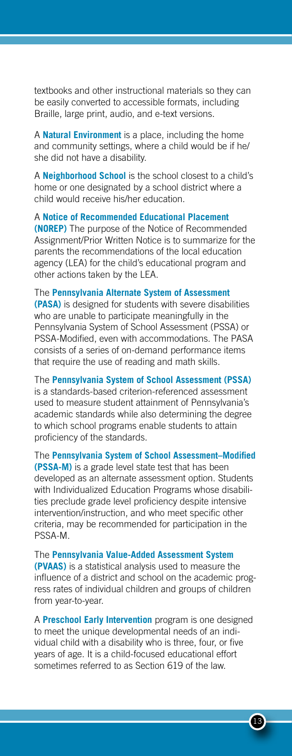textbooks and other instructional materials so they can be easily converted to accessible formats, including Braille, large print, audio, and e-text versions.

A **Natural Environment** is a place, including the home and community settings, where a child would be if he/she did not have a disability.

A **Neighborhood School** is the school closest to a child's home or one designated by a school district where a child would receive his/her education.

A **Notice of Recommended Educational Placement (NOREP)** The purpose of the Notice of Recommended Assignment/Prior Written Notice is to summarize for the parents the recommendations of the local education agency (LEA) for the child's educational program and other actions taken by the LEA.

The **Pennsylvania Alternate System of Assessment (PASA)** is designed for students with severe disabilities who are unable to participate meaningfully in the Pennsylvania System of School Assessment (PSSA) or PSSA-Modified, even with accommodations. The PASA consists of a series of on-demand performance items that require the use of reading and math skills.

The **Pennsylvania System of School Assessment (PSSA)** is a standards-based criterion-referenced assessment used to measure student attainment of Pennsylvania's academic standards while also determining the degree to which school programs enable students to attain proficiency of the standards.

The **Pennsylvania System of School Assessment–Modified (PSSA-M)** is a grade level state test that has been developed as an alternate assessment option. Students with Individualized Education Programs whose disabilities preclude grade level proficiency despite intensive intervention/instruction, and who meet specific other criteria, may be recommended for participation in the PSSA-M.

The **Pennsylvania Value-Added Assessment System (PVAAS)** is a statistical analysis used to measure the influence of a district and school on the academic progress rates of individual children and groups of children from year-to-year.

A **Preschool Early Intervention** program is one designed to meet the unique developmental needs of an individual child with a disability who is three, four, or five years of age. It is a child-focused educational effort sometimes referred to as Section 619 of the law.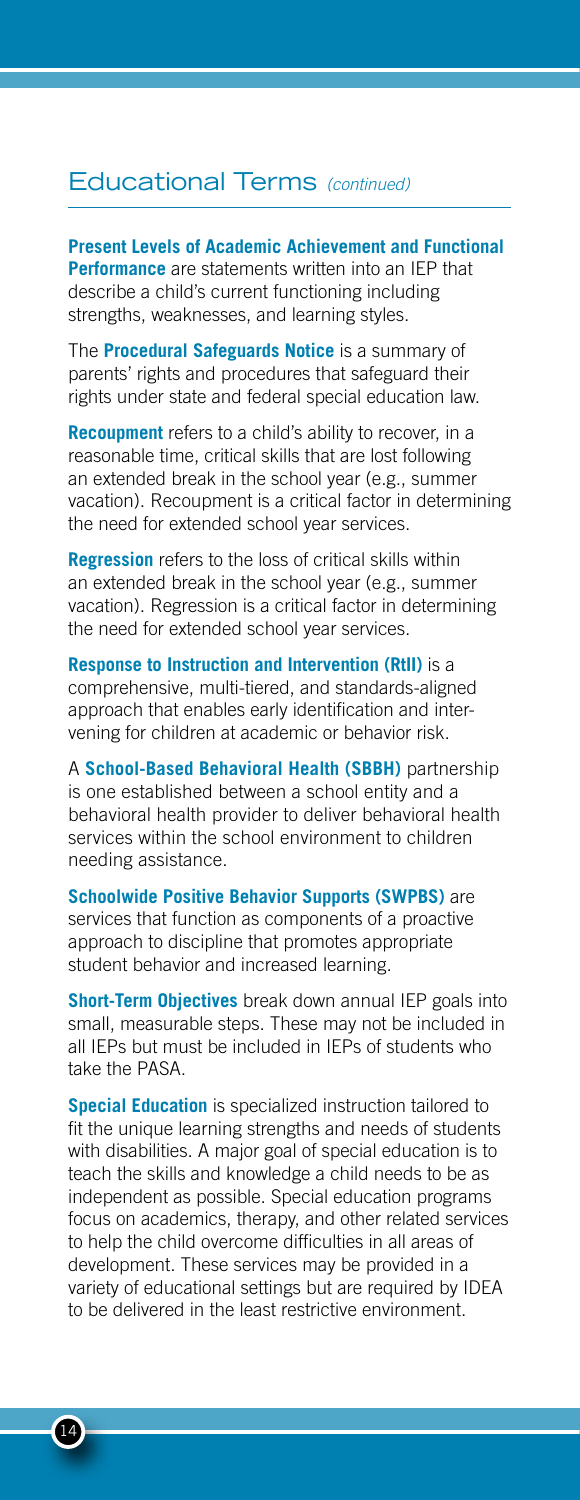## Educational Terms *(continued)*

**Present Levels of Academic Achievement and Functional Performance** are statements written into an IEP that describe a child's current functioning including strengths, weaknesses, and learning styles.

The **Procedural Safeguards Notice** is a summary of parents' rights and procedures that safeguard their rights under state and federal special education law.

**Recoupment** refers to a child's ability to recover, in a reasonable time, critical skills that are lost following an extended break in the school year (e.g., summer vacation). Recoupment is a critical factor in determining the need for extended school year services.

**Regression** refers to the loss of critical skills within an extended break in the school year (e.g., summer vacation). Regression is a critical factor in determining the need for extended school year services.

**Response to Instruction and Intervention (RtII)** is a comprehensive, multi-tiered, and standards-aligned approach that enables early identification and intervening for children at academic or behavior risk.

A **School-Based Behavioral Health (SBBH)** partnership is one established between a school entity and a behavioral health provider to deliver behavioral health services within the school environment to children needing assistance.

**Schoolwide Positive Behavior Supports (SWPBS)** are services that function as components of a proactive approach to discipline that promotes appropriate student behavior and increased learning.

**Short-Term Objectives** break down annual IEP goals into small, measurable steps. These may not be included in all IEPs but must be included in IEPs of students who take the PASA.

**Special Education** is specialized instruction tailored to fit the unique learning strengths and needs of students with disabilities. A major goal of special education is to teach the skills and knowledge a child needs to be as independent as possible. Special education programs focus on academics, therapy, and other related services to help the child overcome difficulties in all areas of development. These services may be provided in a variety of educational settings but are required by IDEA to be delivered in the least restrictive environment.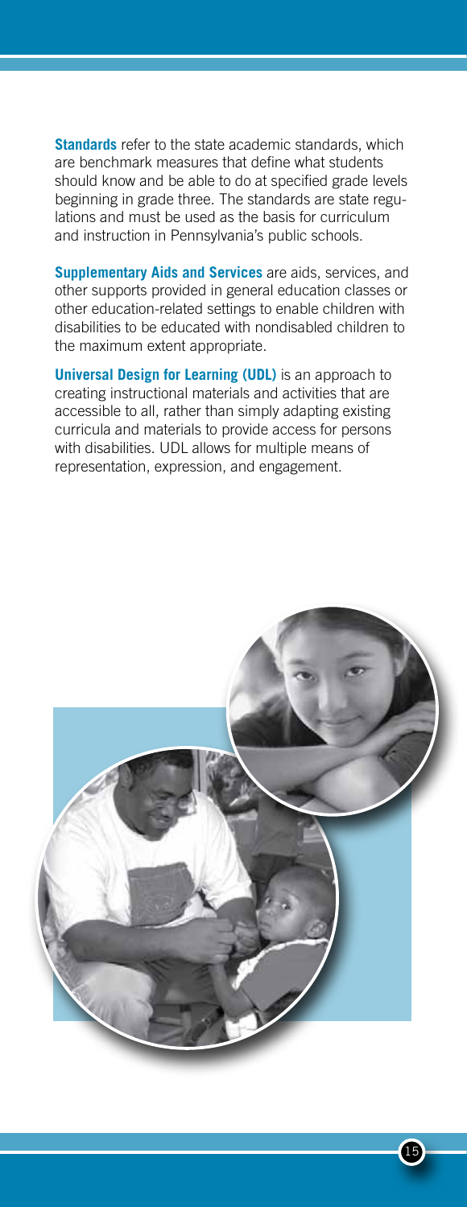**Standards** refer to the state academic standards, which are benchmark measures that define what students should know and be able to do at specified grade levels beginning in grade three. The standards are state regulations and must be used as the basis for curriculum and instruction in Pennsylvania's public schools.

**Supplementary Aids and Services** are aids, services, and other supports provided in general education classes or other education-related settings to enable children with disabilities to be educated with nondisabled children to the maximum extent appropriate.

**Universal Design for Learning (UDL)** is an approach to creating instructional materials and activities that are accessible to all, rather than simply adapting existing curricula and materials to provide access for persons with disabilities. UDL allows for multiple means of representation, expression, and engagement.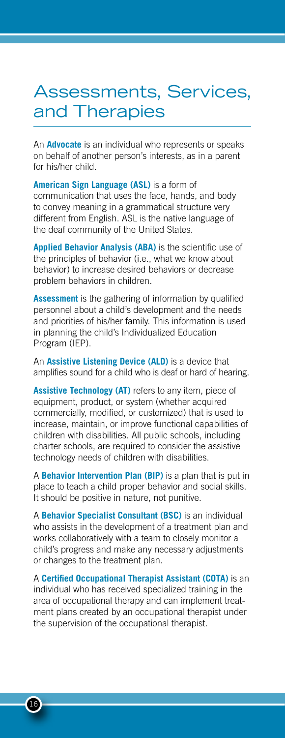# Assessments, Services, and Therapies

An **Advocate** is an individual who represents or speaks on behalf of another person's interests, as in a parent for his/her child.

**American Sign Language (ASL)** is a form of communication that uses the face, hands, and body to convey meaning in a grammatical structure very different from English. ASL is the native language of the deaf community of the United States.

**Applied Behavior Analysis (ABA)** is the scientific use of the principles of behavior (i.e., what we know about behavior) to increase desired behaviors or decrease problem behaviors in children.

**Assessment** is the gathering of information by qualified personnel about a child's development and the needs and priorities of his/her family. This information is used in planning the child's Individualized Education Program (IEP).

An **Assistive Listening Device (ALD)** is a device that amplifies sound for a child who is deaf or hard of hearing.

**Assistive Technology (AT)** refers to any item, piece of equipment, product, or system (whether acquired commercially, modified, or customized) that is used to increase, maintain, or improve functional capabilities of children with disabilities. All public schools, including charter schools, are required to consider the assistive technology needs of children with disabilities.

A **Behavior Intervention Plan (BIP)** is a plan that is put in place to teach a child proper behavior and social skills. It should be positive in nature, not punitive.

A **Behavior Specialist Consultant (BSC)** is an individual who assists in the development of a treatment plan and works collaboratively with a team to closely monitor a child's progress and make any necessary adjustments or changes to the treatment plan.

A **Certified Occupational Therapist Assistant (COTA)** is an individual who has received specialized training in the area of occupational therapy and can implement treatment plans created by an occupational therapist under the supervision of the occupational therapist.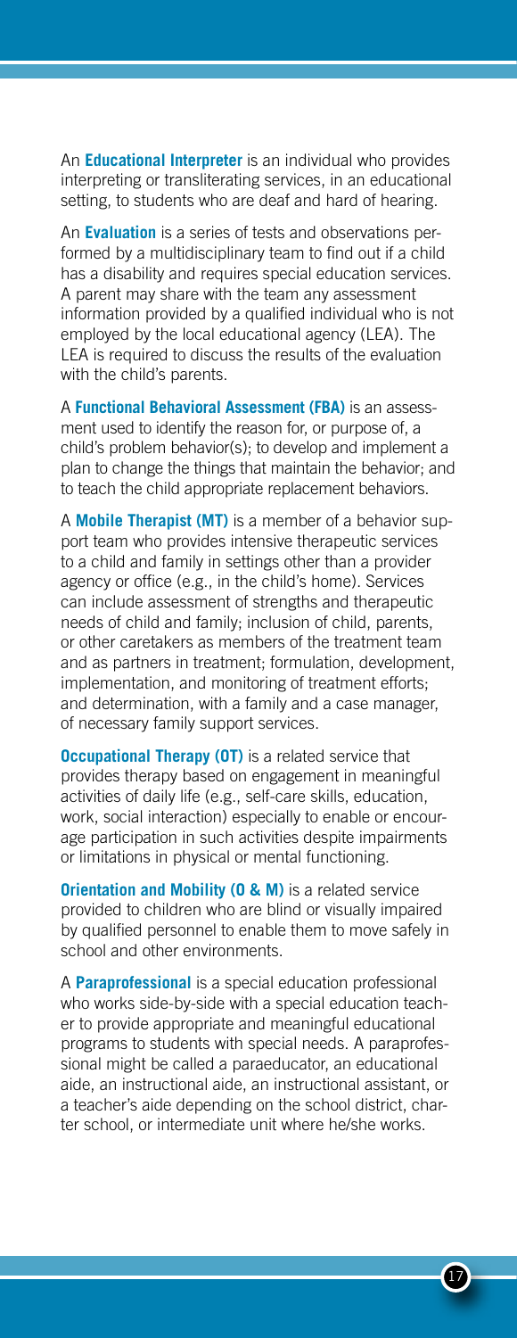An **Educational Interpreter** is an individual who provides interpreting or transliterating services, in an educational setting, to students who are deaf and hard of hearing.

An **Evaluation** is a series of tests and observations performed by a multidisciplinary team to find out if a child has a disability and requires special education services. A parent may share with the team any assessment information provided by a qualified individual who is not employed by the local educational agency (LEA). The LEA is required to discuss the results of the evaluation with the child's parents.

A **Functional Behavioral Assessment (FBA)** is an assessment used to identify the reason for, or purpose of, a child's problem behavior(s); to develop and implement a plan to change the things that maintain the behavior; and to teach the child appropriate replacement behaviors.

A **Mobile Therapist (MT)** is a member of a behavior support team who provides intensive therapeutic services to a child and family in settings other than a provider agency or office (e.g., in the child's home). Services can include assessment of strengths and therapeutic needs of child and family; inclusion of child, parents, or other caretakers as members of the treatment team and as partners in treatment; formulation, development, implementation, and monitoring of treatment efforts; and determination, with a family and a case manager, of necessary family support services.

**Occupational Therapy (OT)** is a related service that provides therapy based on engagement in meaningful activities of daily life (e.g., self-care skills, education, work, social interaction) especially to enable or encourage participation in such activities despite impairments or limitations in physical or mental functioning.

**Orientation and Mobility (O & M)** is a related service provided to children who are blind or visually impaired by qualified personnel to enable them to move safely in school and other environments.

A **Paraprofessional** is a special education professional who works side-by-side with a special education teacher to provide appropriate and meaningful educational programs to students with special needs. A paraprofessional might be called a paraeducator, an educational aide, an instructional aide, an instructional assistant, or a teacher's aide depending on the school district, charter school, or intermediate unit where he/she works.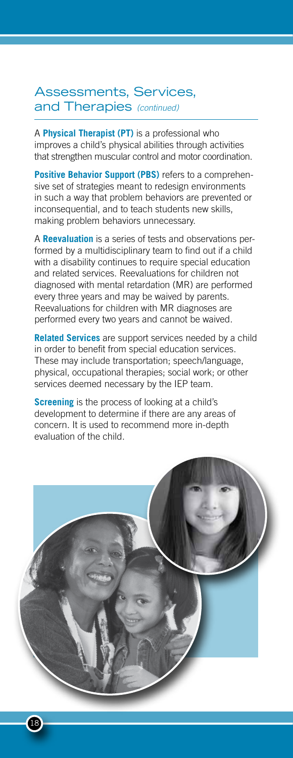## Assessments, Services, and Therapies *(continued)*

A **Physical Therapist (PT)** is a professional who improves a child's physical abilities through activities that strengthen muscular control and motor coordination.

**Positive Behavior Support (PBS)** refers to a comprehensive set of strategies meant to redesign environments in such a way that problem behaviors are prevented or inconsequential, and to teach students new skills, making problem behaviors unnecessary.

A **Reevaluation** is a series of tests and observations performed by a multidisciplinary team to find out if a child with a disability continues to require special education and related services. Reevaluations for children not diagnosed with mental retardation (MR) are performed every three years and may be waived by parents. Reevaluations for children with MR diagnoses are performed every two years and cannot be waived.

**Related Services** are support services needed by a child in order to benefit from special education services. These may include transportation; speech/language, physical, occupational therapies; social work; or other services deemed necessary by the IEP team.

**Screening** is the process of looking at a child's development to determine if there are any areas of concern. It is used to recommend more in-depth evaluation of the child.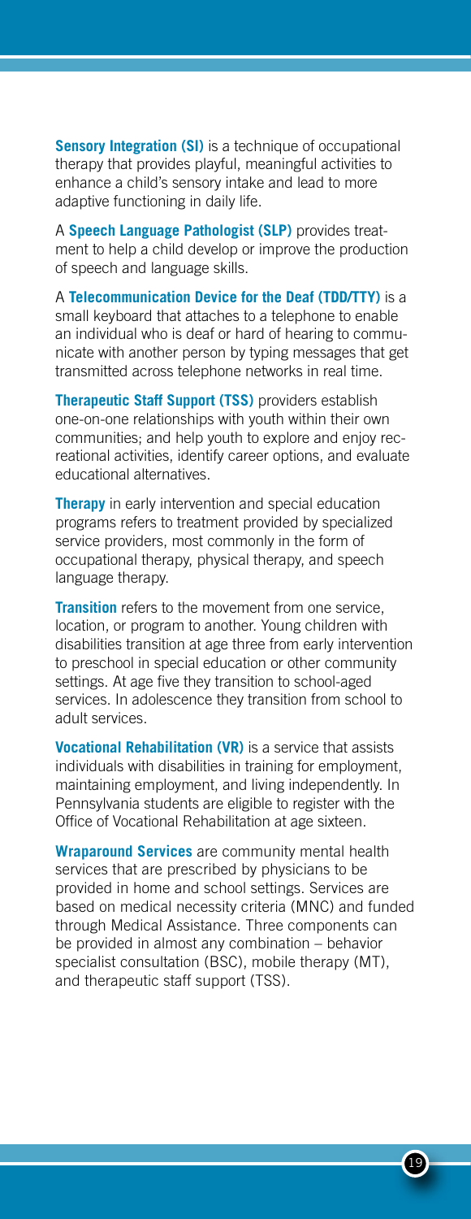**Sensory Integration (SI)** is a technique of occupational therapy that provides playful, meaningful activities to enhance a child's sensory intake and lead to more adaptive functioning in daily life.

A **Speech Language Pathologist (SLP)** provides treatment to help a child develop or improve the production of speech and language skills.

A **Telecommunication Device for the Deaf (TDD/TTY)** is a small keyboard that attaches to a telephone to enable an individual who is deaf or hard of hearing to communicate with another person by typing messages that get transmitted across telephone networks in real time.

**Therapeutic Staff Support (TSS)** providers establish one-on-one relationships with youth within their own communities; and help youth to explore and enjoy recreational activities, identify career options, and evaluate educational alternatives.

**Therapy** in early intervention and special education programs refers to treatment provided by specialized service providers, most commonly in the form of occupational therapy, physical therapy, and speech language therapy.

**Transition** refers to the movement from one service, location, or program to another. Young children with disabilities transition at age three from early intervention to preschool in special education or other community settings. At age five they transition to school-aged services. In adolescence they transition from school to adult services.

**Vocational Rehabilitation (VR)** is a service that assists individuals with disabilities in training for employment, maintaining employment, and living independently. In Pennsylvania students are eligible to register with the Office of Vocational Rehabilitation at age sixteen.

**Wraparound Services** are community mental health services that are prescribed by physicians to be provided in home and school settings. Services are based on medical necessity criteria (MNC) and funded through Medical Assistance. Three components can be provided in almost any combination – behavior specialist consultation (BSC), mobile therapy (MT), and therapeutic staff support (TSS).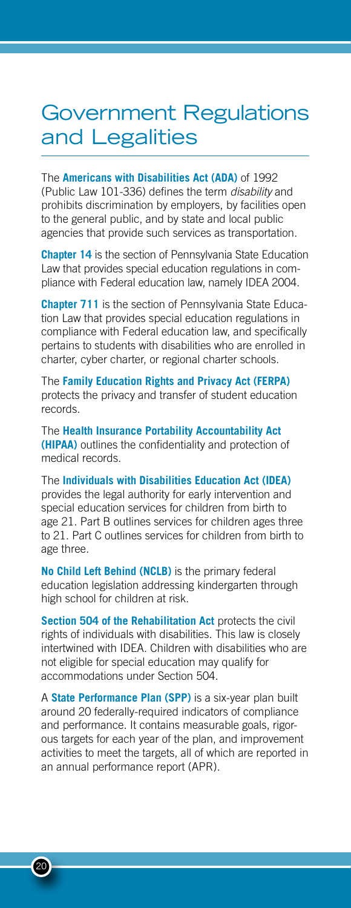# Government Regulations and Legalities

The **Americans with Disabilities Act (ADA)** of 1992 (Public Law 101-336) defines the term *disability* and prohibits discrimination by employers, by facilities open to the general public, and by state and local public agencies that provide such services as transportation.

**Chapter 14** is the section of Pennsylvania State Education Law that provides special education regulations in compliance with Federal education law, namely IDEA 2004.

**Chapter 711** is the section of Pennsylvania State Education Law that provides special education regulations in compliance with Federal education law, and specifically pertains to students with disabilities who are enrolled in charter, cyber charter, or regional charter schools.

The **Family Education Rights and Privacy Act (FERPA)** protects the privacy and transfer of student education records.

The **Health Insurance Portability Accountability Act (HIPAA)** outlines the confidentiality and protection of medical records.

The **Individuals with Disabilities Education Act (IDEA)** provides the legal authority for early intervention and special education services for children from birth to age 21. Part B outlines services for children ages three to 21. Part C outlines services for children from birth to age three.

**No Child Left Behind (NCLB)** is the primary federal education legislation addressing kindergarten through high school for children at risk.

**Section 504 of the Rehabilitation Act** protects the civil rights of individuals with disabilities. This law is closely intertwined with IDEA. Children with disabilities who are not eligible for special education may qualify for accommodations under Section 504.

A **State Performance Plan (SPP)** is a six-year plan built around 20 federally-required indicators of compliance and performance. It contains measurable goals, rigorous targets for each year of the plan, and improvement activities to meet the targets, all of which are reported in an annual performance report (APR).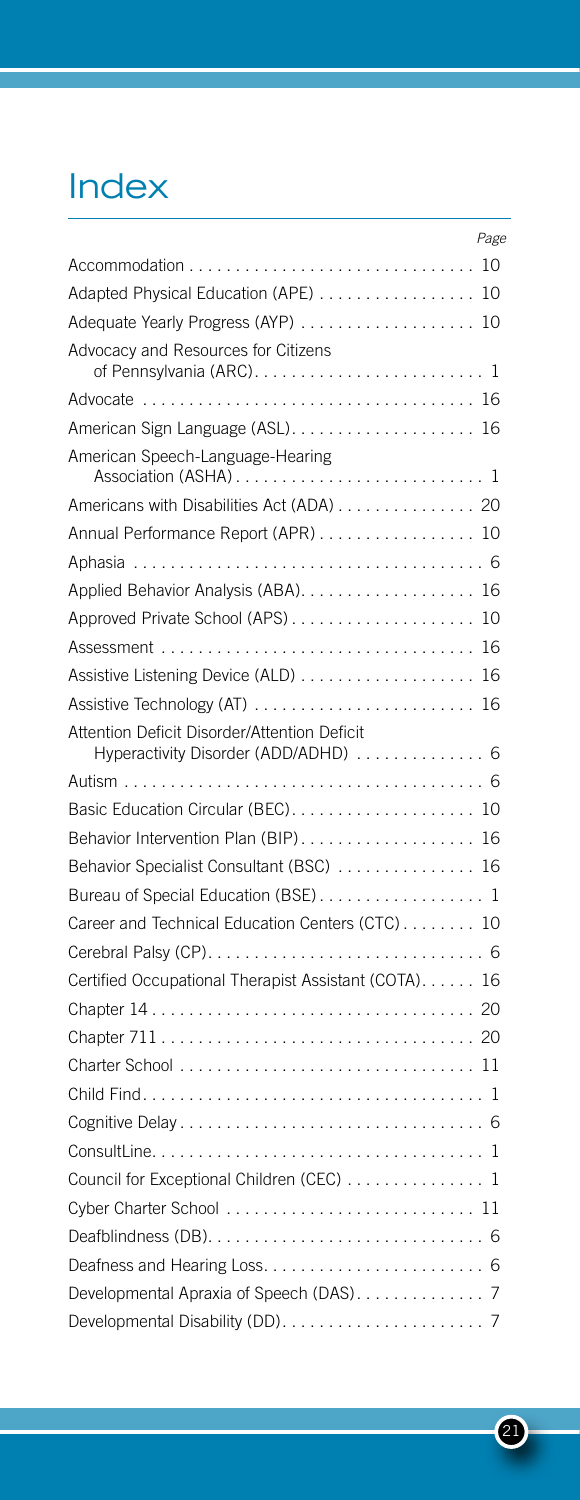# Index

| | Page |
|---|---|
| Accommodation | 10 |
| Adapted Physical Education (APE) | 10 |
| Adequate Yearly Progress (AYP) | 10 |
| Advocacy and Resources for Citizens of Pennsylvania (ARC) | 1 |
| Advocate | 16 |
| American Sign Language (ASL) | 16 |
| American Speech-Language-Hearing Association (ASHA) | 1 |
| Americans with Disabilities Act (ADA) | 20 |
| Annual Performance Report (APR) | 10 |
| Aphasia | 6 |
| Applied Behavior Analysis (ABA) | 16 |
| Approved Private School (APS) | 10 |
| Assessment | 16 |
| Assistive Listening Device (ALD) | 16 |
| Assistive Technology (AT) | 16 |
| Attention Deficit Disorder/Attention Deficit Hyperactivity Disorder (ADD/ADHD) | 6 |
| Autism | 6 |
| Basic Education Circular (BEC) | 10 |
| Behavior Intervention Plan (BIP) | 16 |
| Behavior Specialist Consultant (BSC) | 16 |
| Bureau of Special Education (BSE) | 1 |
| Career and Technical Education Centers (CTC) | 10 |
| Cerebral Palsy (CP) | 6 |
| Certified Occupational Therapist Assistant (COTA) | 16 |
| Chapter 14 | 20 |
| Chapter 711 | 20 |
| Charter School | 11 |
| Child Find | 1 |
| Cognitive Delay | 6 |
| ConsultLine | 1 |
| Council for Exceptional Children (CEC) | 1 |
| Cyber Charter School | 11 |
| Deafblindness (DB) | 6 |
| Deafness and Hearing Loss | 6 |
| Developmental Apraxia of Speech (DAS) | 7 |
| Developmental Disability (DD) | 7 |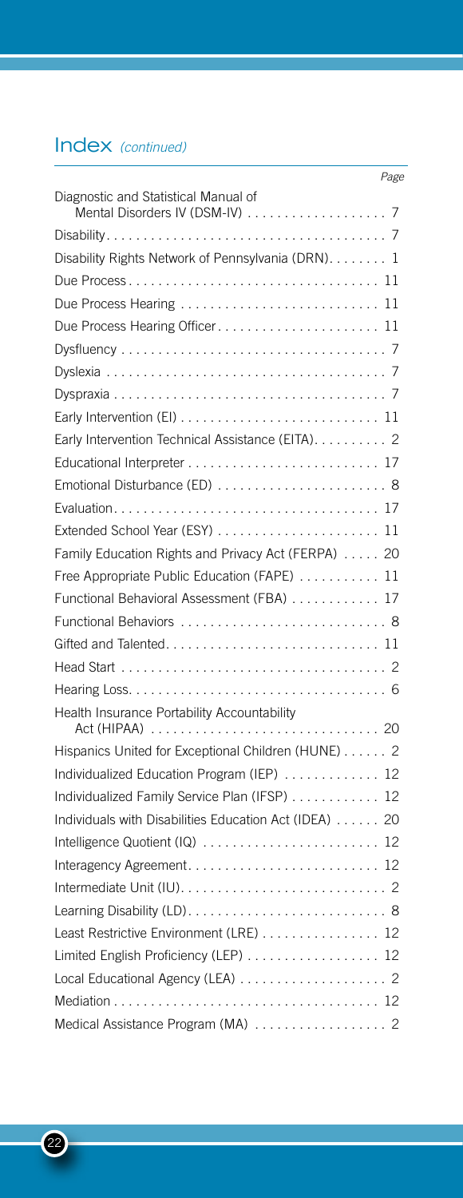## Index *(continued)*

| | Page |
|---|---|
| Diagnostic and Statistical Manual of Mental Disorders IV (DSM-IV) | 7 |
| Disability | 7 |
| Disability Rights Network of Pennsylvania (DRN) | 1 |
| Due Process | 11 |
| Due Process Hearing | 11 |
| Due Process Hearing Officer | 11 |
| Dysfluency | 7 |
| Dyslexia | 7 |
| Dyspraxia | 7 |
| Early Intervention (EI) | 11 |
| Early Intervention Technical Assistance (EITA) | 2 |
| Educational Interpreter | 17 |
| Emotional Disturbance (ED) | 8 |
| Evaluation | 17 |
| Extended School Year (ESY) | 11 |
| Family Education Rights and Privacy Act (FERPA) | 20 |
| Free Appropriate Public Education (FAPE) | 11 |
| Functional Behavioral Assessment (FBA) | 17 |
| Functional Behaviors | 8 |
| Gifted and Talented | 11 |
| Head Start | 2 |
| Hearing Loss | 6 |
| Health Insurance Portability Accountability Act (HIPAA) | 20 |
| Hispanics United for Exceptional Children (HUNE) | 2 |
| Individualized Education Program (IEP) | 12 |
| Individualized Family Service Plan (IFSP) | 12 |
| Individuals with Disabilities Education Act (IDEA) | 20 |
| Intelligence Quotient (IQ) | 12 |
| Interagency Agreement | 12 |
| Intermediate Unit (IU) | 2 |
| Learning Disability (LD) | 8 |
| Least Restrictive Environment (LRE) | 12 |
| Limited English Proficiency (LEP) | 12 |
| Local Educational Agency (LEA) | 2 |
| Mediation | 12 |
| Medical Assistance Program (MA) | 2 |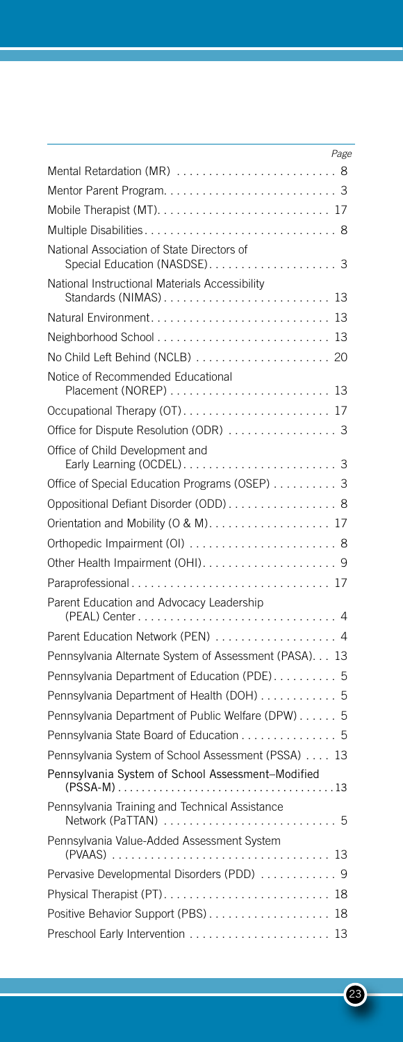| | Page |
|---|---|
| Mental Retardation (MR) | 8 |
| Mentor Parent Program | 3 |
| Mobile Therapist (MT) | 17 |
| Multiple Disabilities | 8 |
| National Association of State Directors of Special Education (NASDSE) | 3 |
| National Instructional Materials Accessibility Standards (NIMAS) | 13 |
| Natural Environment | 13 |
| Neighborhood School | 13 |
| No Child Left Behind (NCLB) | 20 |
| Notice of Recommended Educational Placement (NOREP) | 13 |
| Occupational Therapy (OT) | 17 |
| Office for Dispute Resolution (ODR) | 3 |
| Office of Child Development and Early Learning (OCDEL) | 3 |
| Office of Special Education Programs (OSEP) | 3 |
| Oppositional Defiant Disorder (ODD) | 8 |
| Orientation and Mobility (O & M) | 17 |
| Orthopedic Impairment (OI) | 8 |
| Other Health Impairment (OHI) | 9 |
| Paraprofessional | 17 |
| Parent Education and Advocacy Leadership (PEAL) Center | 4 |
| Parent Education Network (PEN) | 4 |
| Pennsylvania Alternate System of Assessment (PASA) | 13 |
| Pennsylvania Department of Education (PDE) | 5 |
| Pennsylvania Department of Health (DOH) | 5 |
| Pennsylvania Department of Public Welfare (DPW) | 5 |
| Pennsylvania State Board of Education | 5 |
| Pennsylvania System of School Assessment (PSSA) | 13 |
| Pennsylvania System of School Assessment–Modified (PSSA-M) | 13 |
| Pennsylvania Training and Technical Assistance Network (PaTTAN) | 5 |
| Pennsylvania Value-Added Assessment System (PVAAS) | 13 |
| Pervasive Developmental Disorders (PDD) | 9 |
| Physical Therapist (PT) | 18 |
| Positive Behavior Support (PBS) | 18 |
| Preschool Early Intervention | 13 |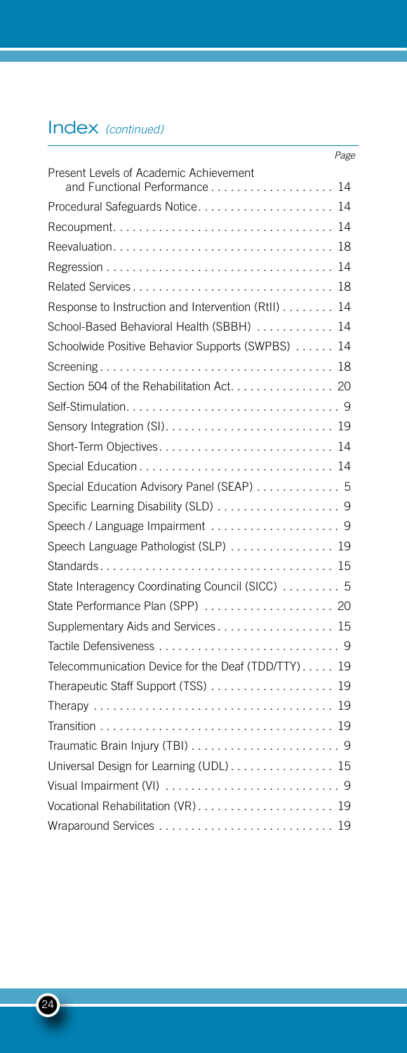## Index *(continued)*

| | *Page* |
|---|---|
| Present Levels of Academic Achievement and Functional Performance | 14 |
| Procedural Safeguards Notice | 14 |
| Recoupment | 14 |
| Reevaluation | 18 |
| Regression | 14 |
| Related Services | 18 |
| Response to Instruction and Intervention (RtII) | 14 |
| School-Based Behavioral Health (SBBH) | 14 |
| Schoolwide Positive Behavior Supports (SWPBS) | 14 |
| Screening | 18 |
| Section 504 of the Rehabilitation Act | 20 |
| Self-Stimulation | 9 |
| Sensory Integration (SI) | 19 |
| Short-Term Objectives | 14 |
| Special Education | 14 |
| Special Education Advisory Panel (SEAP) | 5 |
| Specific Learning Disability (SLD) | 9 |
| Speech / Language Impairment | 9 |
| Speech Language Pathologist (SLP) | 19 |
| Standards | 15 |
| State Interagency Coordinating Council (SICC) | 5 |
| State Performance Plan (SPP) | 20 |
| Supplementary Aids and Services | 15 |
| Tactile Defensiveness | 9 |
| Telecommunication Device for the Deaf (TDD/TTY) | 19 |
| Therapeutic Staff Support (TSS) | 19 |
| Therapy | 19 |
| Transition | 19 |
| Traumatic Brain Injury (TBI) | 9 |
| Universal Design for Learning (UDL) | 15 |
| Visual Impairment (VI) | 9 |
| Vocational Rehabilitation (VR) | 19 |
| Wraparound Services | 19 |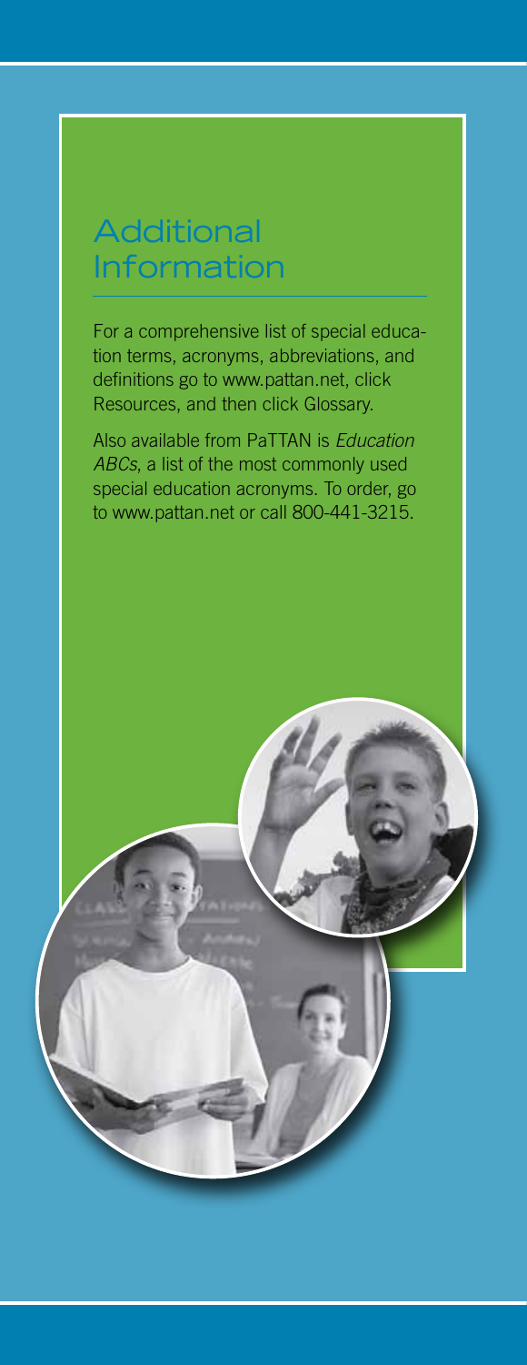## Additional Information

For a comprehensive list of special education terms, acronyms, abbreviations, and definitions go to www.pattan.net, click Resources, and then click Glossary.

Also available from PaTTAN is *Education ABCs*, a list of the most commonly used special education acronyms. To order, go to www.pattan.net or call 800-441-3215.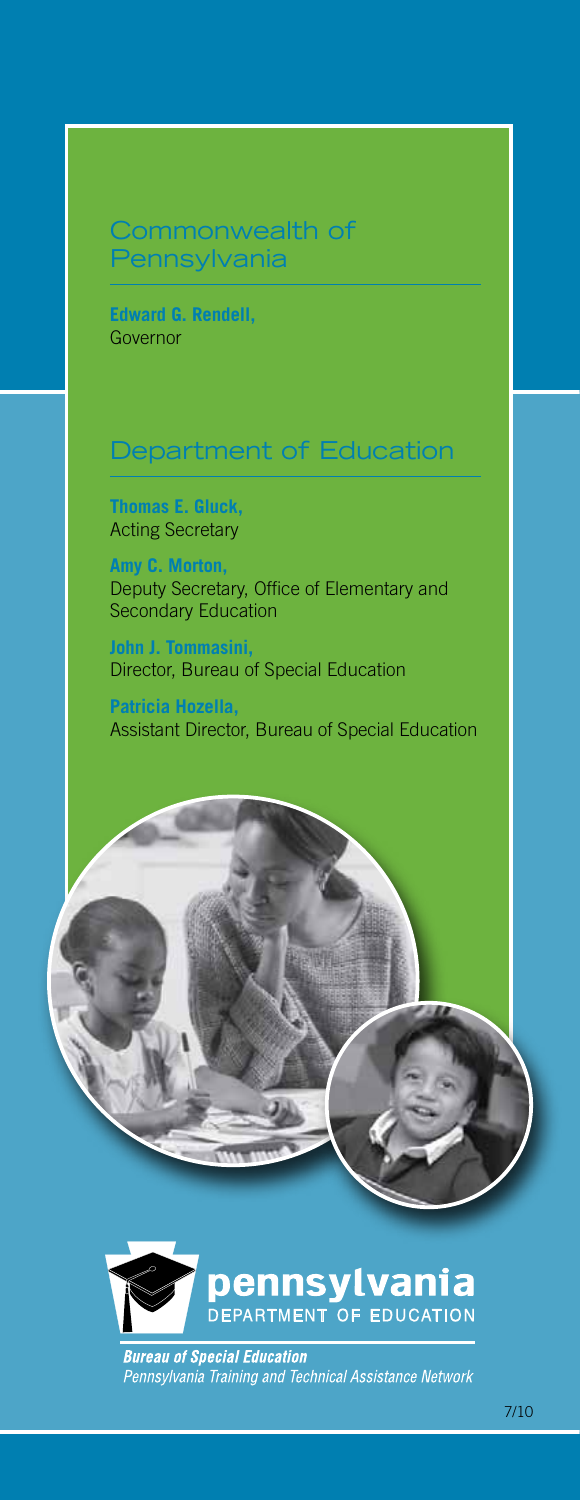## Commonwealth of Pennsylvania

**Edward G. Rendell,**
Governor

## Department of Education

**Thomas E. Gluck,**
Acting Secretary

**Amy C. Morton,**
Deputy Secretary, Office of Elementary and Secondary Education

**John J. Tommasini,**
Director, Bureau of Special Education

**Patricia Hozella,**
Assistant Director, Bureau of Special Education

**pennsylvania**
DEPARTMENT OF EDUCATION

***Bureau of Special Education***
*Pennsylvania Training and Technical Assistance Network*

7/10